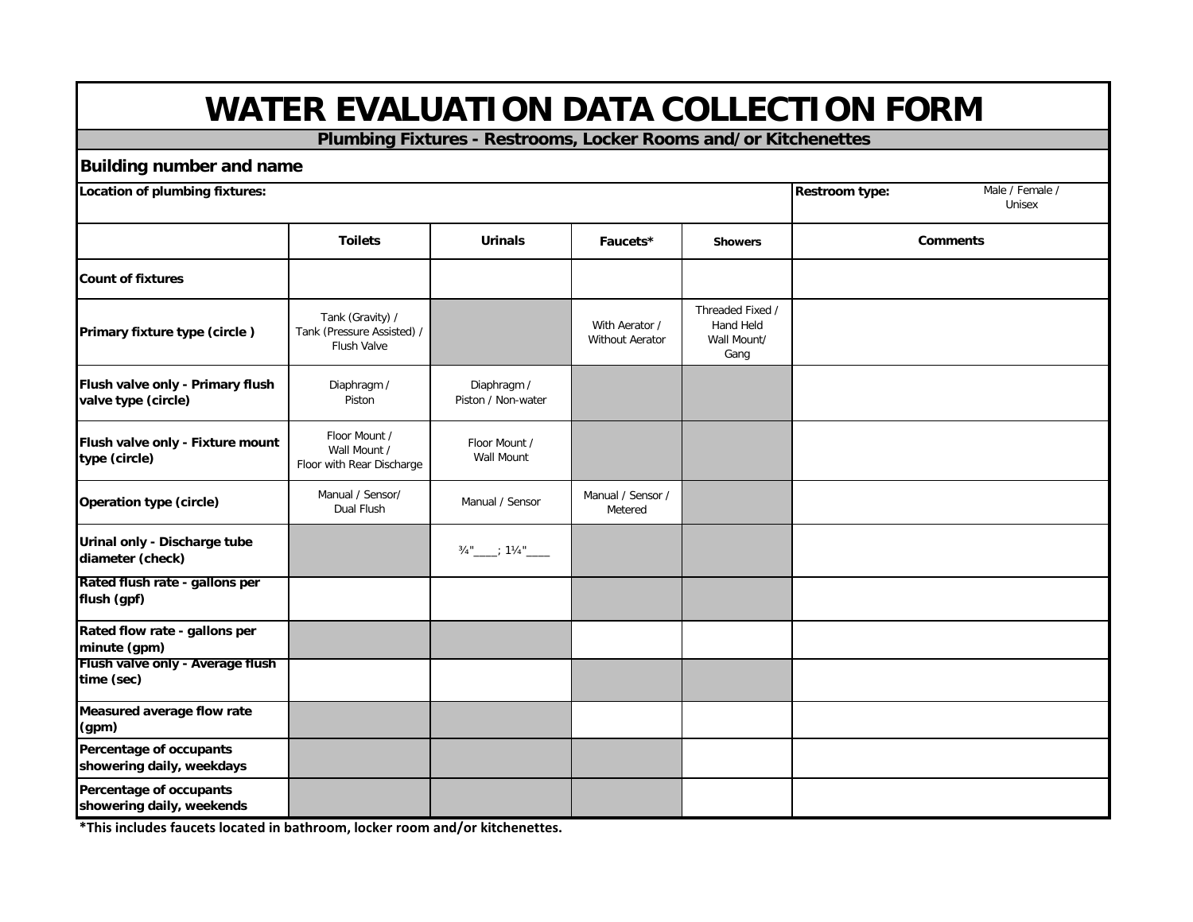# WATER EVALUATION DATA COLLECTION FORM

## Plumbing Fixtures - Restrooms, Locker Rooms and/or Kitchenettes

**Building number and name**

| **Location of plumbing fixtures:** | | | | | **Restroom type:** Male / Female / Unisex |
|---|---|---|---|---|---|
| | **Toilets** | **Urinals** | **Faucets*** | **Showers** | **Comments** |
| **Count of fixtures** | | | | | |
| **Primary fixture type (circle )** | Tank (Gravity) / Tank (Pressure Assisted) / Flush Valve | | With Aerator / Without Aerator | Threaded Fixed / Hand Held Wall Mount/ Gang | |
| **Flush valve only - Primary flush valve type (circle)** | Diaphragm / Piston | Diaphragm / Piston / Non-water | | | |
| **Flush valve only - Fixture mount type (circle)** | Floor Mount / Wall Mount / Floor with Rear Discharge | Floor Mount / Wall Mount | | | |
| **Operation type (circle)** | Manual / Sensor/ Dual Flush | Manual / Sensor | Manual / Sensor / Metered | | |
| **Urinal only - Discharge tube diameter (check)** | | ¾"____; 1¼"____ | | | |
| **Rated flush rate - gallons per flush (gpf)** | | | | | |
| **Rated flow rate - gallons per minute (gpm)** | | | | | |
| **Flush valve only - Average flush time (sec)** | | | | | |
| **Measured average flow rate (gpm)** | | | | | |
| **Percentage of occupants showering daily, weekdays** | | | | | |
| **Percentage of occupants showering daily, weekends** | | | | | |

***This includes faucets located in bathroom, locker room and/or kitchenettes.**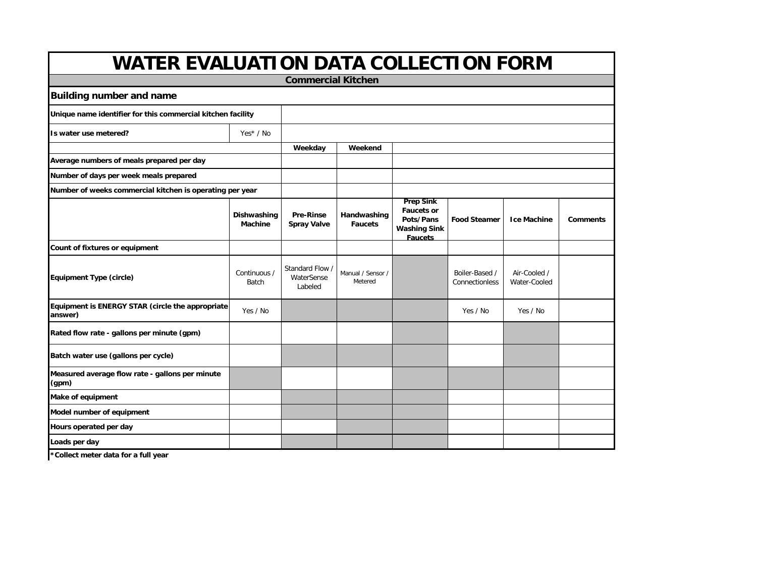# WATER EVALUATION DATA COLLECTION FORM

## Commercial Kitchen

### Building number and name

| | | | | | | | |
|---|---|---|---|---|---|---|---|
| **Unique name identifier for this commercial kitchen facility** | | | | | | | |
| **Is water use metered?** | Yes* / No | | | | | | |
| | | **Weekday** | **Weekend** | | | | |
| **Average numbers of meals prepared per day** | | | | | | | |
| **Number of days per week meals prepared** | | | | | | | |
| **Number of weeks commercial kitchen is operating per year** | | | | | | | |

| | Dishwashing Machine | Pre-Rinse Spray Valve | Handwashing Faucets | Prep Sink Faucets or Pots/Pans Washing Sink Faucets | Food Steamer | Ice Machine | Comments |
|---|---|---|---|---|---|---|---|
| **Count of fixtures or equipment** | | | | | | | |
| **Equipment Type (circle)** | Continuous / Batch | Standard Flow / WaterSense Labeled | Manual / Sensor / Metered | | Boiler-Based / Connectionless | Air-Cooled / Water-Cooled | |
| **Equipment is ENERGY STAR (circle the appropriate answer)** | Yes / No | | | | Yes / No | Yes / No | |
| **Rated flow rate - gallons per minute (gpm)** | | | | | | | |
| **Batch water use (gallons per cycle)** | | | | | | | |
| **Measured average flow rate - gallons per minute (gpm)** | | | | | | | |
| **Make of equipment** | | | | | | | |
| **Model number of equipment** | | | | | | | |
| **Hours operated per day** | | | | | | | |
| **Loads per day** | | | | | | | |

**\*Collect meter data for a full year**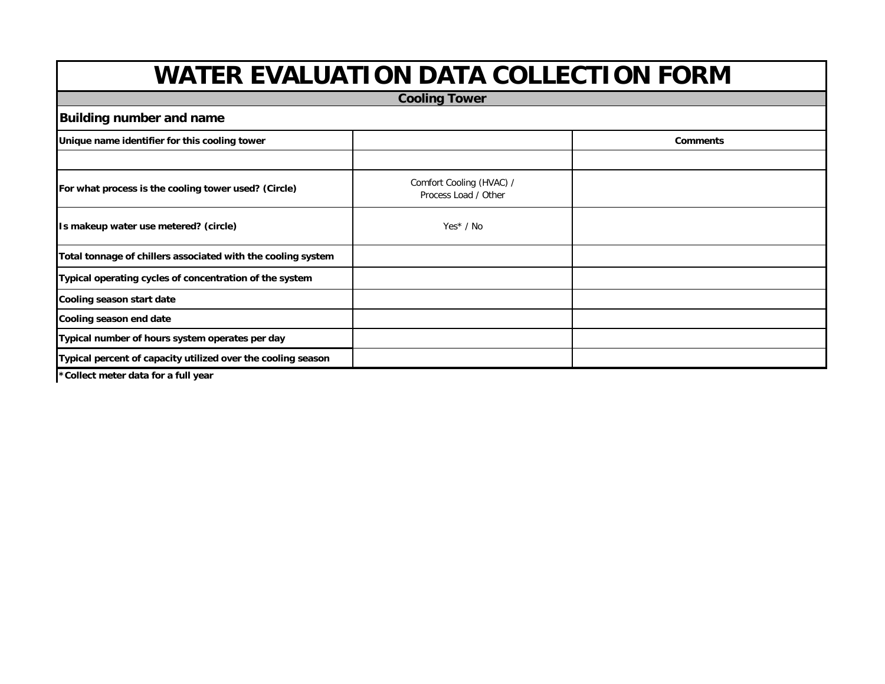# WATER EVALUATION DATA COLLECTION FORM

## Cooling Tower

### Building number and name

| Unique name identifier for this cooling tower | | Comments |
|---|---|---|
| | | |
| **For what process is the cooling tower used? (Circle)** | Comfort Cooling (HVAC) / Process Load / Other | |
| **Is makeup water use metered? (circle)** | Yes* / No | |
| **Total tonnage of chillers associated with the cooling system** | | |
| **Typical operating cycles of concentration of the system** | | |
| **Cooling season start date** | | |
| **Cooling season end date** | | |
| **Typical number of hours system operates per day** | | |
| **Typical percent of capacity utilized over the cooling season** | | |

**\*Collect meter data for a full year**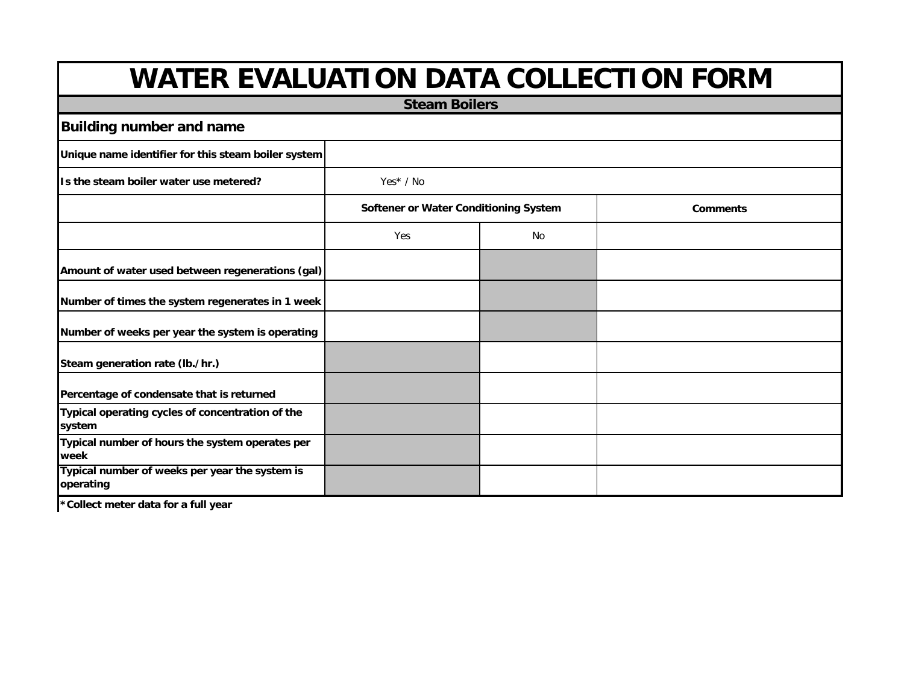# WATER EVALUATION DATA COLLECTION FORM

## Steam Boilers

**Building number and name**

| | | | |
|---|---|---|---|
| **Unique name identifier for this steam boiler system** | | | |
| **Is the steam boiler water use metered?** | Yes* / No | | |
| | **Softener or Water Conditioning System** | | **Comments** |
| | Yes | No | |
| **Amount of water used between regenerations (gal)** | | | |
| **Number of times the system regenerates in 1 week** | | | |
| **Number of weeks per year the system is operating** | | | |
| **Steam generation rate (lb./hr.)** | | | |
| **Percentage of condensate that is returned** | | | |
| **Typical operating cycles of concentration of the system** | | | |
| **Typical number of hours the system operates per week** | | | |
| **Typical number of weeks per year the system is operating** | | | |

**\*Collect meter data for a full year**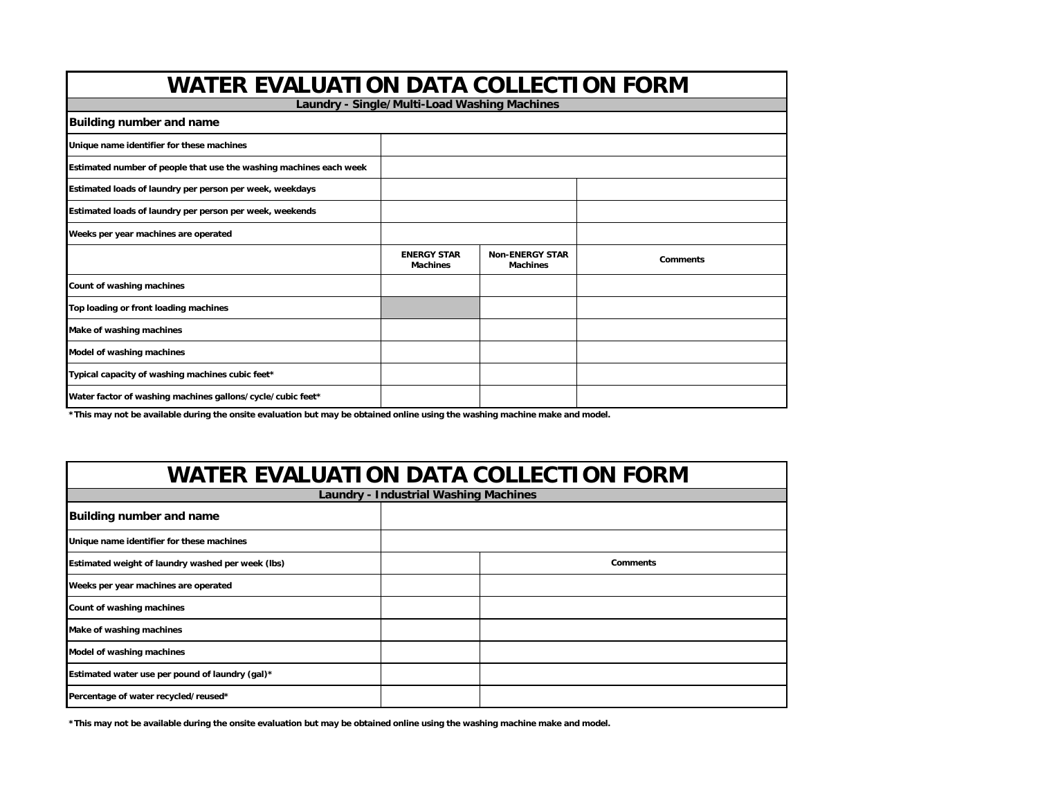# WATER EVALUATION DATA COLLECTION FORM

## Laundry - Single/Multi-Load Washing Machines

| Building number and name | | | |
|---|---|---|---|
| Unique name identifier for these machines | | | |
| Estimated number of people that use the washing machines each week | | | |
| Estimated loads of laundry per person per week, weekdays | | | |
| Estimated loads of laundry per person per week, weekends | | | |
| Weeks per year machines are operated | | | |
| | ENERGY STAR Machines | Non-ENERGY STAR Machines | Comments |
| Count of washing machines | | | |
| Top loading or front loading machines | | | |
| Make of washing machines | | | |
| Model of washing machines | | | |
| Typical capacity of washing machines cubic feet* | | | |
| Water factor of washing machines gallons/cycle/cubic feet* | | | |

*This may not be available during the onsite evaluation but may be obtained online using the washing machine make and model.

# WATER EVALUATION DATA COLLECTION FORM

## Laundry - Industrial Washing Machines

| Building number and name | | |
|---|---|---|
| Unique name identifier for these machines | | |
| Estimated weight of laundry washed per week (lbs) | | Comments |
| Weeks per year machines are operated | | |
| Count of washing machines | | |
| Make of washing machines | | |
| Model of washing machines | | |
| Estimated water use per pound of laundry (gal)* | | |
| Percentage of water recycled/reused* | | |

*This may not be available during the onsite evaluation but may be obtained online using the washing machine make and model.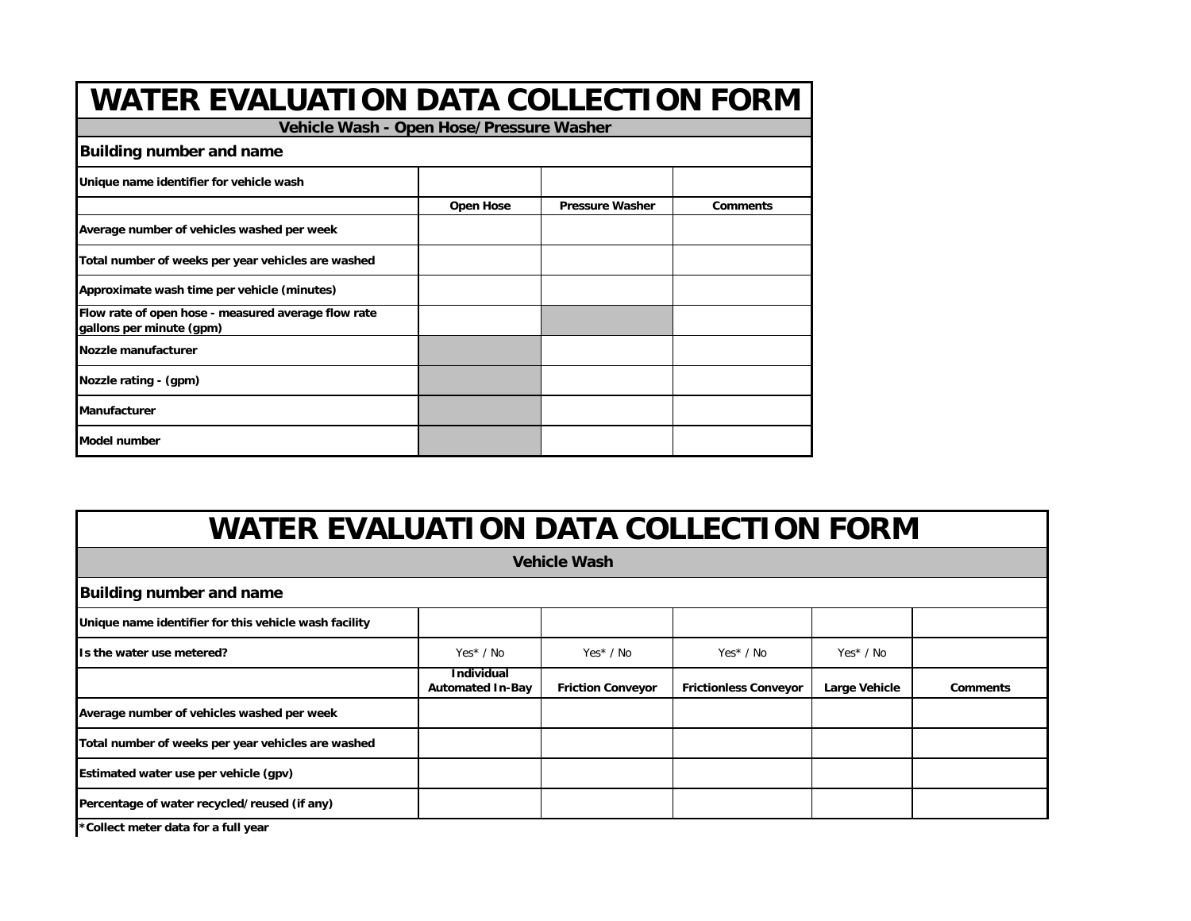# WATER EVALUATION DATA COLLECTION FORM

## Vehicle Wash - Open Hose/Pressure Washer

**Building number and name**

| **Unique name identifier for vehicle wash** | | | |
|---|---|---|---|
| | **Open Hose** | **Pressure Washer** | **Comments** |
| **Average number of vehicles washed per week** | | | |
| **Total number of weeks per year vehicles are washed** | | | |
| **Approximate wash time per vehicle (minutes)** | | | |
| **Flow rate of open hose - measured average flow rate gallons per minute (gpm)** | | | |
| **Nozzle manufacturer** | | | |
| **Nozzle rating - (gpm)** | | | |
| **Manufacturer** | | | |
| **Model number** | | | |

# WATER EVALUATION DATA COLLECTION FORM

## Vehicle Wash

**Building number and name**

| **Unique name identifier for this vehicle wash facility** | | | | | |
|---|---|---|---|---|---|
| **Is the water use metered?** | Yes* / No | Yes* / No | Yes* / No | Yes* / No | |
| | **Individual Automated In-Bay** | **Friction Conveyor** | **Frictionless Conveyor** | **Large Vehicle** | **Comments** |
| **Average number of vehicles washed per week** | | | | | |
| **Total number of weeks per year vehicles are washed** | | | | | |
| **Estimated water use per vehicle (gpv)** | | | | | |
| **Percentage of water recycled/reused (if any)** | | | | | |

**\*Collect meter data for a full year**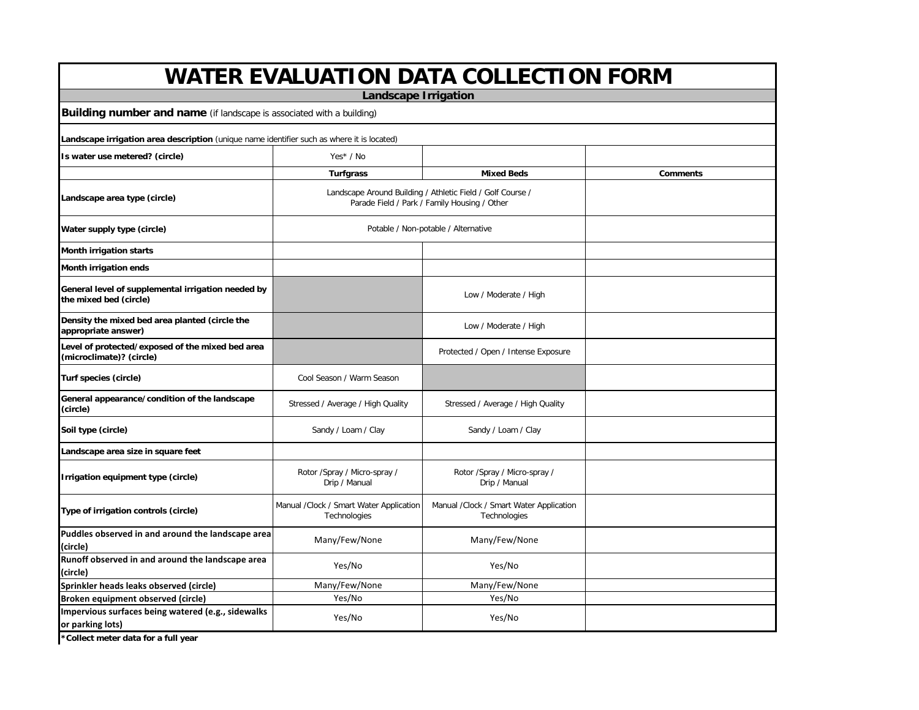# WATER EVALUATION DATA COLLECTION FORM

## Landscape Irrigation

**Building number and name** (if landscape is associated with a building)

**Landscape irrigation area description** (unique name identifier such as where it is located)

| | | | |
|---|---|---|---|
| **Is water use metered? (circle)** | Yes* / No | | |
| | **Turfgrass** | **Mixed Beds** | **Comments** |
| **Landscape area type (circle)** | Landscape Around Building / Athletic Field / Golf Course / Parade Field / Park / Family Housing / Other | | |
| **Water supply type (circle)** | Potable / Non-potable / Alternative | | |
| **Month irrigation starts** | | | |
| **Month irrigation ends** | | | |
| **General level of supplemental irrigation needed by the mixed bed (circle)** | | Low / Moderate / High | |
| **Density the mixed bed area planted (circle the appropriate answer)** | | Low / Moderate / High | |
| **Level of protected/exposed of the mixed bed area (microclimate)? (circle)** | | Protected / Open / Intense Exposure | |
| **Turf species (circle)** | Cool Season / Warm Season | | |
| **General appearance/condition of the landscape (circle)** | Stressed / Average / High Quality | Stressed / Average / High Quality | |
| **Soil type (circle)** | Sandy / Loam / Clay | Sandy / Loam / Clay | |
| **Landscape area size in square feet** | | | |
| **Irrigation equipment type (circle)** | Rotor /Spray / Micro-spray / Drip / Manual | Rotor /Spray / Micro-spray / Drip / Manual | |
| **Type of irrigation controls (circle)** | Manual /Clock / Smart Water Application Technologies | Manual /Clock / Smart Water Application Technologies | |
| **Puddles observed in and around the landscape area (circle)** | Many/Few/None | Many/Few/None | |
| **Runoff observed in and around the landscape area (circle)** | Yes/No | Yes/No | |
| **Sprinkler heads leaks observed (circle)** | Many/Few/None | Many/Few/None | |
| **Broken equipment observed (circle)** | Yes/No | Yes/No | |
| **Impervious surfaces being watered (e.g., sidewalks or parking lots)** | Yes/No | Yes/No | |

**\*Collect meter data for a full year**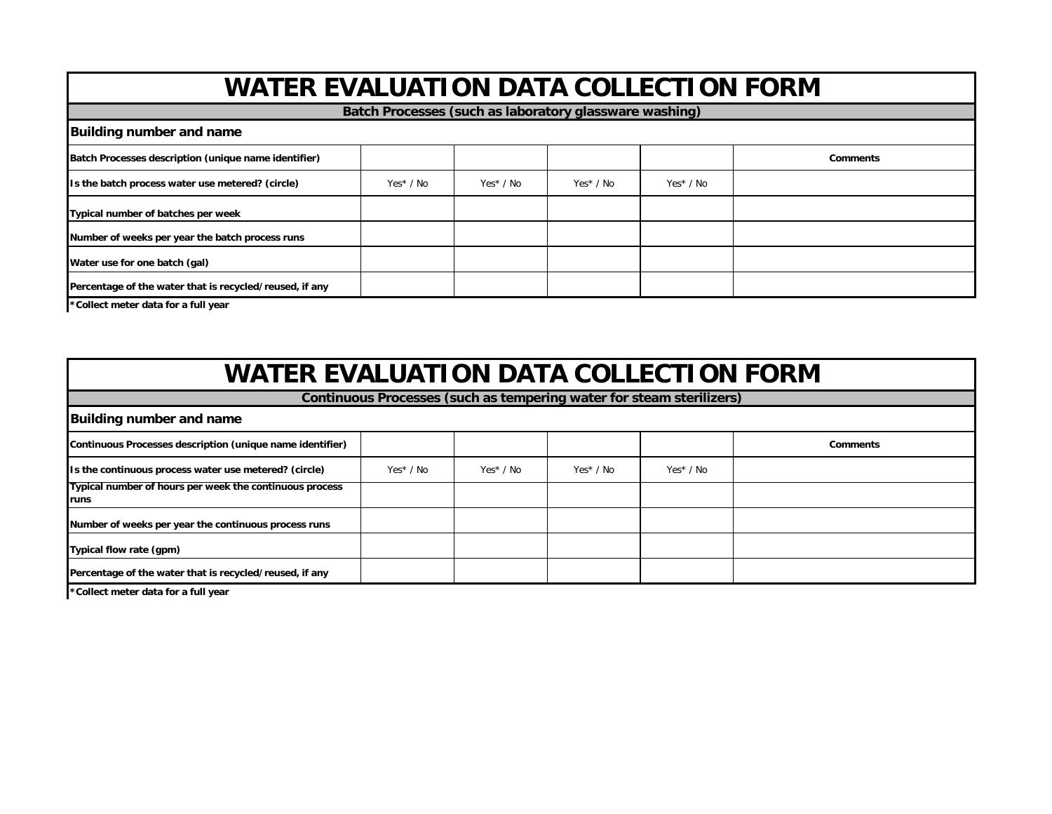# WATER EVALUATION DATA COLLECTION FORM

## Batch Processes (such as laboratory glassware washing)

**Building number and name**

| | | | | | |
|---|---|---|---|---|---|
| **Batch Processes description (unique name identifier)** | | | | | **Comments** |
| **Is the batch process water use metered? (circle)** | Yes* / No | Yes* / No | Yes* / No | Yes* / No | |
| **Typical number of batches per week** | | | | | |
| **Number of weeks per year the batch process runs** | | | | | |
| **Water use for one batch (gal)** | | | | | |
| **Percentage of the water that is recycled/reused, if any** | | | | | |

***Collect meter data for a full year**

# WATER EVALUATION DATA COLLECTION FORM

## Continuous Processes (such as tempering water for steam sterilizers)

**Building number and name**

| | | | | | |
|---|---|---|---|---|---|
| **Continuous Processes description (unique name identifier)** | | | | | **Comments** |
| **Is the continuous process water use metered? (circle)** | Yes* / No | Yes* / No | Yes* / No | Yes* / No | |
| **Typical number of hours per week the continuous process runs** | | | | | |
| **Number of weeks per year the continuous process runs** | | | | | |
| **Typical flow rate (gpm)** | | | | | |
| **Percentage of the water that is recycled/reused, if any** | | | | | |

***Collect meter data for a full year**